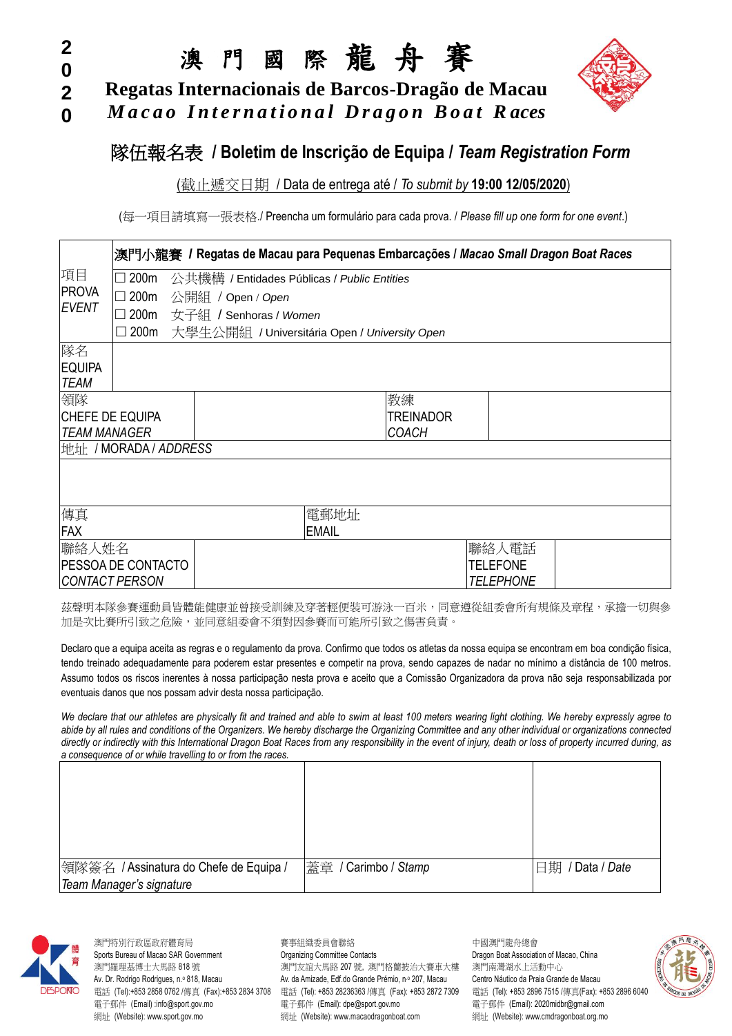**2020**

# 澳 門 國 際 龍 舟 賽

## Regatas Internacionais de Barcos-Dragão de Macau

## *Macao International Dragon Boat Races*

# 隊伍報名表 / Boletim de Inscrição de Equipa / *Team Registration Form*

(截止遞交日期 / Data de entrega até / *To submit by* **19:00 12/05/2020**)

(每一項目請填寫一張表格./ Preencha um formulário para cada prova. / *Please fill up one form for one event*.)

| 項目<br>PROVA<br>*EVENT* | **澳門小龍賽 / Regatas de Macau para Pequenas Embarcações / *Macao Small Dragon Boat Races***<br>☐ 200m 公共機構 / Entidades Públicas / *Public Entities*<br>☐ 200m 公開組 / Open / *Open*<br>☐ 200m 女子組 / Senhoras / *Women*<br>☐ 200m 大學生公開組 / Universitária Open / *University Open* | | |
|---|---|---|---|
| 隊名<br>EQUIPA<br>*TEAM* | | | |
| 領隊<br>CHEFE DE EQUIPA<br>*TEAM MANAGER* | | 教練<br>TREINADOR<br>*COACH* | |
| 地址 / MORADA / *ADDRESS* | | | |
| 傳真<br>FAX | | 電郵地址<br>EMAIL | |
| 聯絡人姓名<br>PESSOA DE CONTACTO<br>*CONTACT PERSON* | | 聯絡人電話<br>TELEFONE<br>*TELEPHONE* | |

茲聲明本隊參賽運動員皆體能健康並曾接受訓練及穿著輕便裝可游泳一百米，同意遵從組委會所有規條及章程，承擔一切與參加是次比賽所引致之危險，並同意組委會不須對因參賽而可能所引致之傷害負責。

Declaro que a equipa aceita as regras e o regulamento da prova. Confirmo que todos os atletas da nossa equipa se encontram em boa condição física, tendo treinado adequadamente para poderem estar presentes e competir na prova, sendo capazes de nadar no mínimo a distância de 100 metros. Assumo todos os riscos inerentes à nossa participação nesta prova e aceito que a Comissão Organizadora da prova não seja responsabilizada por eventuais danos que nos possam advir desta nossa participação.

*We declare that our athletes are physically fit and trained and able to swim at least 100 meters wearing light clothing. We hereby expressly agree to abide by all rules and conditions of the Organizers. We hereby discharge the Organizing Committee and any other individual or organizations connected directly or indirectly with this International Dragon Boat Races from any responsibility in the event of injury, death or loss of property incurred during, as a consequence of or while travelling to or from the races.*

| | | |
|---|---|---|
| 領隊簽名 / Assinatura do Chefe de Equipa / *Team Manager's signature* | 蓋章 / Carimbo / *Stamp* | 日期 / Data / *Date* |

澳門特別行政區政府體育局
Sports Bureau of Macao SAR Government
澳門羅理基博士大馬路 818 號
Av. Dr. Rodrigo Rodrigues, n.º 818, Macau
電話 (Tel):+853 2858 0762 /傳真 (Fax):+853 2834 3708
電子郵件 (Email) :info@sport.gov.mo
網址 (Website): www.sport.gov.mo

賽事組織委員會聯絡
Organizing Committee Contacts
澳門友誼大馬路 207 號，澳門格蘭披治大賽車大樓
Av. da Amizade, Edf.do Grande Prémio, n.º 207, Macau
電話 (Tel): +853 28236363 /傳真 (Fax): +853 2872 7309
電子郵件 (Email): dpe@sport.gov.mo
網址 (Website): www.macaodragonboat.com

中國澳門龍舟總會
Dragon Boat Association of Macao, China
澳門南灣湖水上活動中心
Centro Náutico da Praia Grande de Macau
電話 (Tel): +853 2896 7515 /傳真(Fax): +853 2896 6040
電子郵件 (Email): 2020midbr@gmail.com
網址 (Website): www.cmdragonboat.org.mo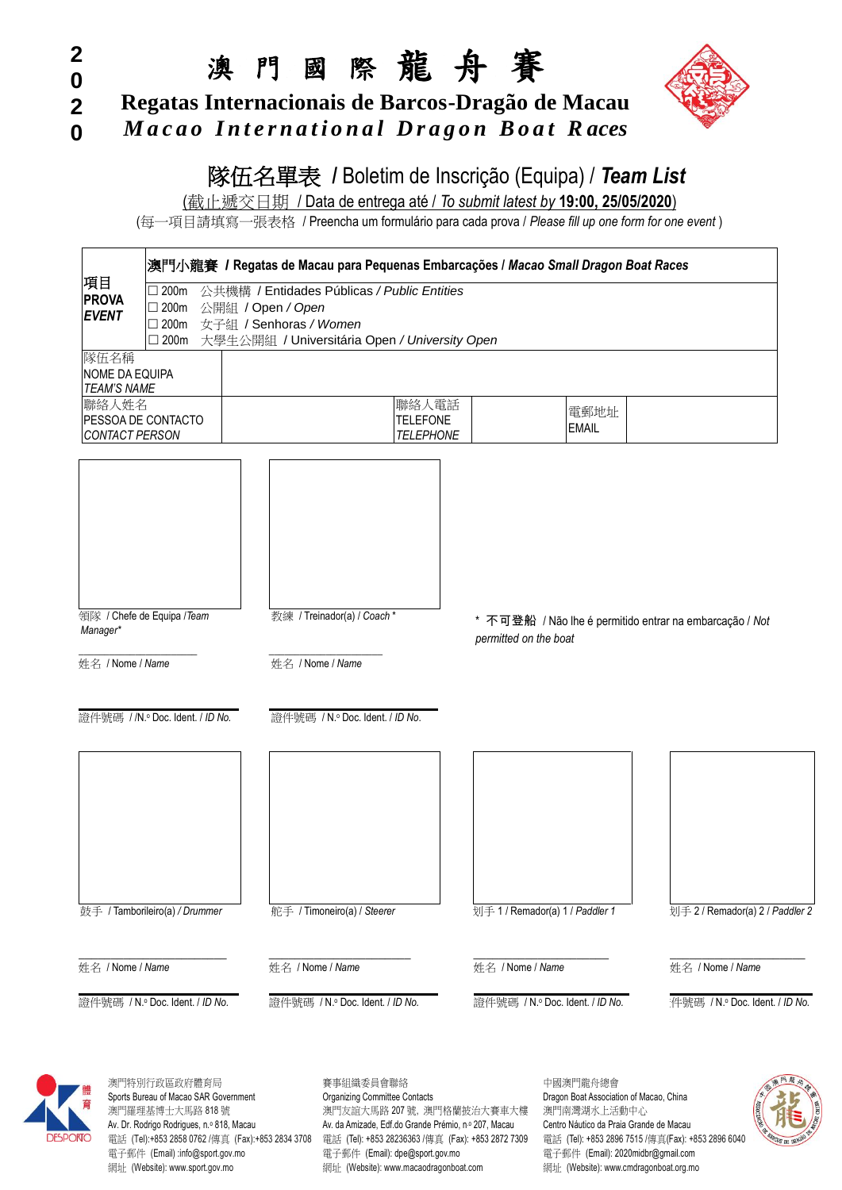**2020**

# 澳 門 國 際 龍 舟 賽

## Regatas Internacionais de Barcos-Dragão de Macau

## *Macao International Dragon Boat Races*

## 隊伍名單表 / Boletim de Inscrição (Equipa) / *Team List*

(截止遞交日期 / Data de entrega até / *To submit latest by* **19:00, 25/05/2020**)

(每一項目請填寫一張表格 / Preencha um formulário para cada prova / *Please fill up one form for one event* )

| 項目<br>**PROVA**<br>***EVENT*** | **澳門小龍賽 / Regatas de Macau para Pequenas Embarcações / *Macao Small Dragon Boat Races***<br>☐ 200m 公共機構 / Entidades Públicas / *Public Entities*<br>☐ 200m 公開組 / Open / *Open*<br>☐ 200m 女子組 / Senhoras / *Women*<br>☐ 200m 大學生公開組 / Universitária Open / *University Open* | | | | |
|---|---|---|---|---|---|
| 隊伍名稱<br>NOME DA EQUIPA<br>*TEAM'S NAME* | | | | | |
| 聯絡人姓名<br>PESSOA DE CONTACTO<br>*CONTACT PERSON* | | 聯絡人電話<br>TELEFONE<br>*TELEPHONE* | | 電郵地址<br>EMAIL | |

領隊 / Chefe de Equipa /*Team Manager**

姓名 / Nome / *Name*

證件號碼 / N.º Doc. Ident. / *ID No.*

教練 / Treinador(a) / *Coach* *

姓名 / Nome / *Name*

證件號碼 / N.º Doc. Ident. / *ID No.*

\* 不可登船 / Não lhe é permitido entrar na embarcação / *Not permitted on the boat*

鼓手 / Tamborileiro(a) / *Drummer*

姓名 / Nome / *Name*

證件號碼 / N.º Doc. Ident. / *ID No.*

舵手 / Timoneiro(a) / *Steerer*

姓名 / Nome / *Name*

證件號碼 / N.º Doc. Ident. / *ID No.*

划手 1 / Remador(a) 1 / *Paddler 1*

姓名 / Nome / *Name*

證件號碼 / N.º Doc. Ident. / *ID No.*

划手 2 / Remador(a) 2 / *Paddler 2*

姓名 / Nome / *Name*

證件號碼 / N.º Doc. Ident. / *ID No.*

澳門特別行政區政府體育局
Sports Bureau of Macao SAR Government
澳門羅理基博士大馬路 818 號
Av. Dr. Rodrigo Rodrigues, n.º 818, Macau
電話 (Tel):+853 2858 0762 /傳真 (Fax):+853 2834 3708
電子郵件 (Email) :info@sport.gov.mo
網址 (Website): www.sport.gov.mo

賽事組織委員會聯絡
Organizing Committee Contacts
澳門友誼大馬路 207 號, 澳門格蘭披治大賽車大樓
Av. da Amizade, Edf.do Grande Prémio, n.º 207, Macau
電話 (Tel): +853 28236363 /傳真 (Fax): +853 2872 7309
電子郵件 (Email): dpe@sport.gov.mo
網址 (Website): www.macaodragonboat.com

中國澳門龍舟總會
Dragon Boat Association of Macao, China
澳門南灣湖水上活動中心
Centro Náutico da Praia Grande de Macau
電話 (Tel): +853 2896 7515 /傳真(Fax): +853 2896 6040
電子郵件 (Email): 2020midbr@gmail.com
網址 (Website): www.cmdragonboat.org.mo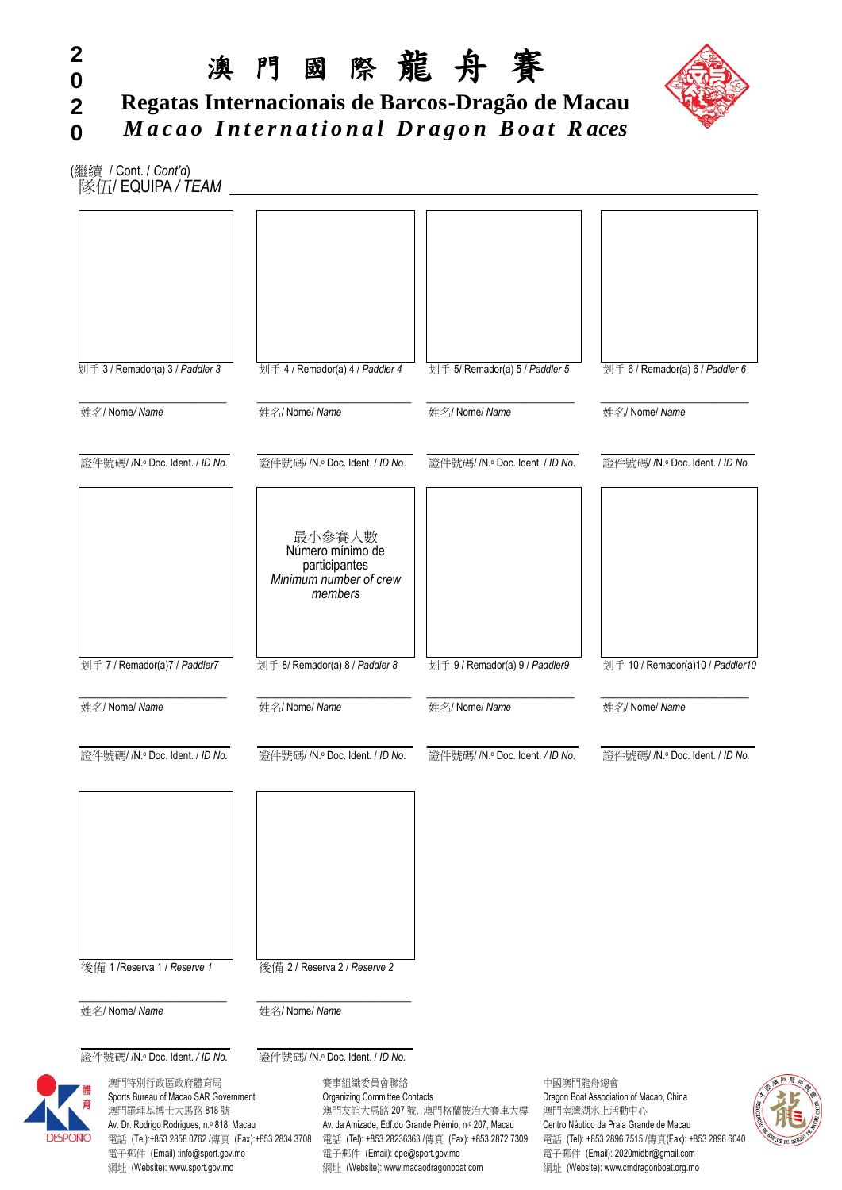# 2020 澳 門 國 際 龍 舟 賽

## Regatas Internacionais de Barcos-Dragão de Macau

## *Macao International Dragon Boat Races*

(繼續 / Cont. / *Cont'd*)

隊伍/ EQUIPA / *TEAM* ______________________________

| 划手 3 / Remador(a) 3 / *Paddler 3* | 划手 4 / Remador(a) 4 / *Paddler 4* | 划手 5/ Remador(a) 5 / *Paddler 5* | 划手 6 / Remador(a) 6 / *Paddler 6* |
|---|---|---|---|
| 姓名/ Nome/ *Name* | 姓名/ Nome/ *Name* | 姓名/ Nome/ *Name* | 姓名/ Nome/ *Name* |
| 證件號碼/ /N.º Doc. Ident. / *ID No.* | 證件號碼/ /N.º Doc. Ident. / *ID No.* | 證件號碼/ /N.º Doc. Ident. / *ID No.* | 證件號碼/ /N.º Doc. Ident. / *ID No.* |

最小參賽人數
Número mínimo de participantes
*Minimum number of crew members*

| 划手 7 / Remador(a)7 / *Paddler7* | 划手 8/ Remador(a) 8 / *Paddler 8* | 划手 9 / Remador(a) 9 / *Paddler9* | 划手 10 / Remador(a)10 / *Paddler10* |
|---|---|---|---|
| 姓名/ Nome/ *Name* | 姓名/ Nome/ *Name* | 姓名/ Nome/ *Name* | 姓名/ Nome/ *Name* |
| 證件號碼/ /N.º Doc. Ident. / *ID No.* | 證件號碼/ /N.º Doc. Ident. / *ID No.* | 證件號碼/ /N.º Doc. Ident. / *ID No.* | 證件號碼/ /N.º Doc. Ident. / *ID No.* |

| 後備 1 /Reserva 1 / *Reserve 1* | 後備 2 / Reserva 2 / *Reserve 2* |
|---|---|
| 姓名/ Nome/ *Name* | 姓名/ Nome/ *Name* |
| 證件號碼/ /N.º Doc. Ident. / *ID No.* | 證件號碼/ /N.º Doc. Ident. / *ID No.* |

澳門特別行政區政府體育局
Sports Bureau of Macao SAR Government
澳門羅理基博士大馬路 818 號
Av. Dr. Rodrigo Rodrigues, n.º 818, Macau
電話 (Tel):+853 2858 0762 /傳真 (Fax):+853 2834 3708
電子郵件 (Email) :info@sport.gov.mo
網址 (Website): www.sport.gov.mo

賽事組織委員會聯絡
Organizing Committee Contacts
澳門友誼大馬路 207 號，澳門格蘭披治大賽車大樓
Av. da Amizade, Edf.do Grande Prémio, n.º 207, Macau
電話 (Tel): +853 28236363 /傳真 (Fax): +853 2872 7309
電子郵件 (Email): dpe@sport.gov.mo
網址 (Website): www.macaodragonboat.com

中國澳門龍舟總會
Dragon Boat Association of Macao, China
澳門南灣湖水上活動中心
Centro Náutico da Praia Grande de Macau
電話 (Tel): +853 2896 7515 /傳真(Fax): +853 2896 6040
電子郵件 (Email): 2020midbr@gmail.com
網址 (Website): www.cmdragonboat.org.mo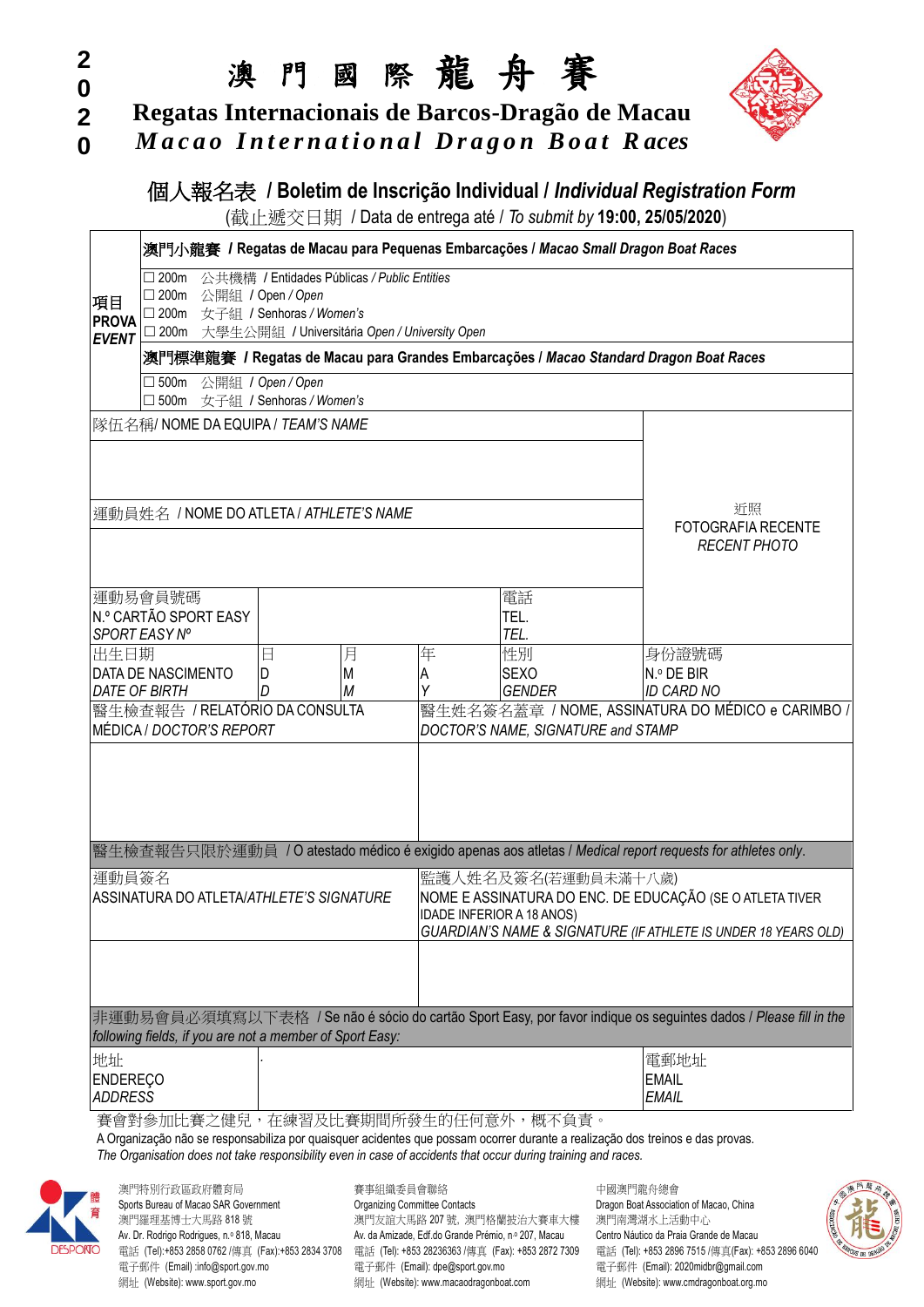2020

# 澳門國際龍舟賽

## Regatas Internacionais de Barcos-Dragão de Macau

## *Macao International Dragon Boat Races*

### 個人報名表 / Boletim de Inscrição Individual / *Individual Registration Form*

(截止遞交日期 / Data de entrega até / *To submit by* **19:00, 25/05/2020**)

| 項目 PROVA *EVENT* | **澳門小龍賽 / Regatas de Macau para Pequenas Embarcações / *Macao Small Dragon Boat Races*** |
|---|---|
| | ☐ 200m 公共機構 / Entidades Públicas / *Public Entities*<br>☐ 200m 公開組 / Open / *Open*<br>☐ 200m 女子組 / Senhoras / *Women's*<br>☐ 200m 大學生公開組 / Universitária Open / *University Open* |
| | **澳門標準龍賽 / Regatas de Macau para Grandes Embarcações / *Macao Standard Dragon Boat Races*** |
| | ☐ 500m 公開組 / Open / *Open*<br>☐ 500m 女子組 / Senhoras / *Women's* |

| | | | | | |
|---|---|---|---|---|---|
| 隊伍名稱/ NOME DA EQUIPA / *TEAM'S NAME* | | | | | 近照<br>FOTOGRAFIA RECENTE<br>*RECENT PHOTO* |
| 運動員姓名 / NOME DO ATLETA / *ATHLETE'S NAME* | | | | | |
| 運動易會員號碼<br>N.º CARTÃO SPORT EASY<br>*SPORT EASY Nº* | | | 電話<br>TEL.<br>*TEL.* | | |
| 出生日期<br>DATA DE NASCIMENTO<br>*DATE OF BIRTH* | 日<br>D<br>*D* | 月<br>M<br>*M* | 年<br>A<br>*Y* | 性別<br>SEXO<br>*GENDER* | 身份證號碼<br>N.º DE BIR<br>*ID CARD NO* |
| 醫生檢查報告 / RELATÓRIO DA CONSULTA MÉDICA / *DOCTOR'S REPORT* | | | 醫生姓名簽名蓋章 / NOME, ASSINATURA DO MÉDICO e CARIMBO / *DOCTOR'S NAME, SIGNATURE and STAMP* | | |
| 醫生檢查報告只限於運動員 / O atestado médico é exigido apenas aos atletas / *Medical report requests for athletes only.* | | | | | |
| 運動員簽名<br>ASSINATURA DO ATLETA/*ATHLETE'S SIGNATURE* | | | 監護人姓名及簽名(若運動員未滿十八歲)<br>NOME E ASSINATURA DO ENC. DE EDUCAÇÃO (SE O ATLETA TIVER IDADE INFERIOR A 18 ANOS)<br>*GUARDIAN'S NAME & SIGNATURE (IF ATHLETE IS UNDER 18 YEARS OLD)* | | |
| 非運動易會員必須填寫以下表格 / Se não é sócio do cartão Sport Easy, por favor indique os seguintes dados / *Please fill in the following fields, if you are not a member of Sport Easy:* | | | | | |
| 地址<br>ENDEREÇO<br>*ADDRESS* | | | | | 電郵地址<br>EMAIL<br>*EMAIL* |

賽會對參加比賽之健兒，在練習及比賽期間所發生的任何意外，概不負責。

A Organização não se responsabiliza por quaisquer acidentes que possam ocorrer durante a realização dos treinos e das provas.

*The Organisation does not take responsibility even in case of accidents that occur during training and races.*

澳門特別行政區政府體育局
Sports Bureau of Macao SAR Government
澳門羅理基博士大馬路 818 號
Av. Dr. Rodrigo Rodrigues, n.º 818, Macau
電話 (Tel):+853 2858 0762 /傳真 (Fax):+853 2834 3708
電子郵件 (Email) :info@sport.gov.mo
網址 (Website): www.sport.gov.mo

賽事組織委員會聯絡
Organizing Committee Contacts
澳門友誼大馬路 207 號, 澳門格蘭披治大賽車大樓
Av. da Amizade, Edf.do Grande Prémio, n.º 207, Macau
電話 (Tel): +853 28236363 /傳真 (Fax): +853 2872 7309
電子郵件 (Email): dpe@sport.gov.mo
網址 (Website): www.macaodragonboat.com

中國澳門龍舟總會
Dragon Boat Association of Macao, China
澳門南灣湖水上活動中心
Centro Náutico da Praia Grande de Macau
電話 (Tel): +853 2896 7515 /傳真(Fax): +853 2896 6040
電子郵件 (Email): 2020midbr@gmail.com
網址 (Website): www.cmdragonboat.org.mo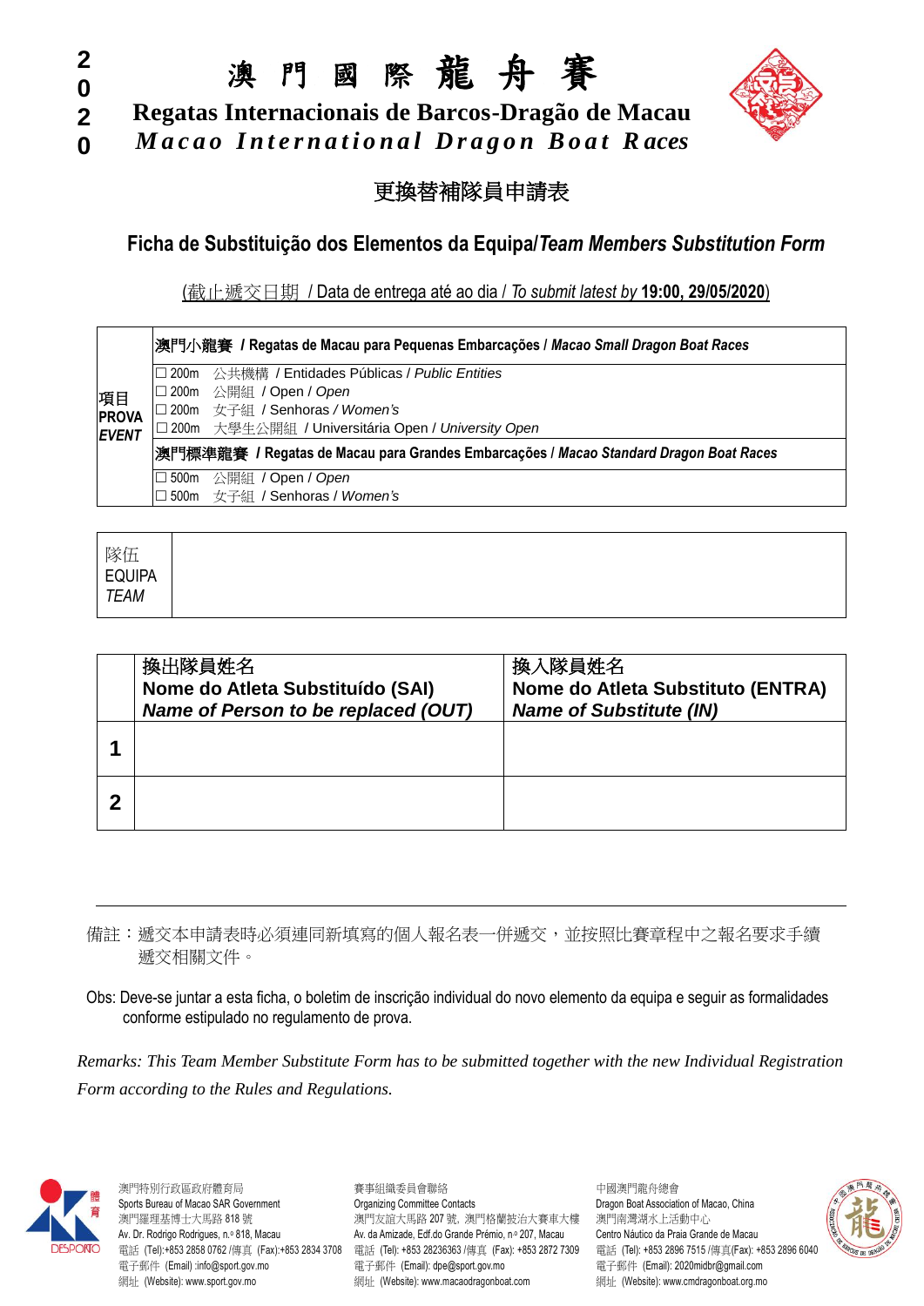2020

# 澳門國際龍舟賽

**Regatas Internacionais de Barcos-Dragão de Macau**

***Macao International Dragon Boat Races***

## 更換替補隊員申請表

## Ficha de Substituição dos Elementos da Equipa/*Team Members Substitution Form*

(截止遞交日期 / Data de entrega até ao dia / *To submit latest by* **19:00, 29/05/2020**)

| | |
|---|---|
| 項目 **PROVA** ***EVENT*** | **澳門小龍賽 / Regatas de Macau para Pequenas Embarcações / *Macao Small Dragon Boat Races*** |
| | ☐ 200m 公共機構 / Entidades Públicas / *Public Entities*<br>☐ 200m 公開組 / Open / *Open*<br>☐ 200m 女子組 / Senhoras / *Women's*<br>☐ 200m 大學生公開組 / Universitária Open / *University Open* |
| | **澳門標準龍賽 / Regatas de Macau para Grandes Embarcações / *Macao Standard Dragon Boat Races*** |
| | ☐ 500m 公開組 / Open / *Open*<br>☐ 500m 女子組 / Senhoras / *Women's* |

| | |
|---|---|
| 隊伍 EQUIPA *TEAM* | |

| | 換出隊員姓名<br>**Nome do Atleta Substituído (SAI)**<br>***Name of Person to be replaced (OUT)*** | 換入隊員姓名<br>**Nome do Atleta Substituto (ENTRA)**<br>***Name of Substitute (IN)*** |
|---|---|---|
| **1** | | |
| **2** | | |

備註：遞交本申請表時必須連同新填寫的個人報名表一併遞交，並按照比賽章程中之報名要求手續遞交相關文件。

Obs: Deve-se juntar a esta ficha, o boletim de inscrição individual do novo elemento da equipa e seguir as formalidades conforme estipulado no regulamento de prova.

*Remarks: This Team Member Substitute Form has to be submitted together with the new Individual Registration Form according to the Rules and Regulations.*

澳門特別行政區政府體育局
Sports Bureau of Macao SAR Government
澳門羅理基博士大馬路 818 號
Av. Dr. Rodrigo Rodrigues, n.º 818, Macau
電話 (Tel):+853 2858 0762 /傳真 (Fax):+853 2834 3708
電子郵件 (Email) :info@sport.gov.mo
網址 (Website): www.sport.gov.mo

賽事組織委員會聯絡
Organizing Committee Contacts
澳門友誼大馬路 207 號, 澳門格蘭披治大賽車大樓
Av. da Amizade, Edf.do Grande Prémio, n.º 207, Macau
電話 (Tel): +853 28236363 /傳真 (Fax): +853 2872 7309
電子郵件 (Email): dpe@sport.gov.mo
網址 (Website): www.macaodragonboat.com

中國澳門龍舟總會
Dragon Boat Association of Macao, China
澳門南灣湖水上活動中心
Centro Náutico da Praia Grande de Macau
電話 (Tel): +853 2896 7515 /傳真(Fax): +853 2896 6040
電子郵件 (Email): 2020midbr@gmail.com
網址 (Website): www.cmdragonboat.org.mo